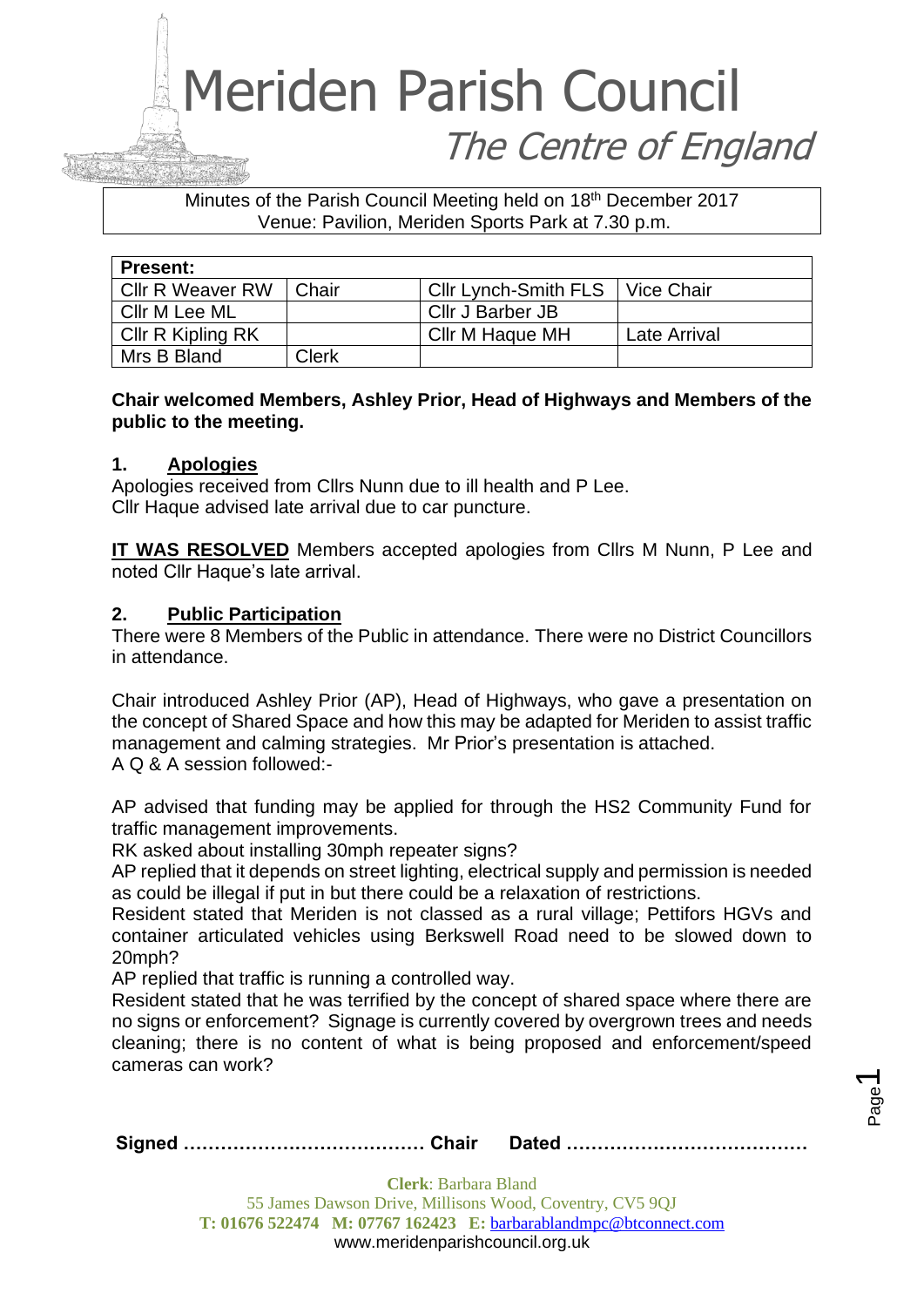# Meriden Parish Council

*The Centre of England*

Minutes of the Parish Council Meeting held on 18th December 2017
Venue: Pavilion, Meriden Sports Park at 7.30 p.m.

| **Present:** | | | |
|---|---|---|---|
| Cllr R Weaver RW | Chair | Cllr Lynch-Smith FLS | Vice Chair |
| Cllr M Lee ML | | Cllr J Barber JB | |
| Cllr R Kipling RK | | Cllr M Haque MH | Late Arrival |
| Mrs B Bland | Clerk | | |

**Chair welcomed Members, Ashley Prior, Head of Highways and Members of the public to the meeting.**

## 1. Apologies

Apologies received from Cllrs Nunn due to ill health and P Lee.
Cllr Haque advised late arrival due to car puncture.

**IT WAS RESOLVED** Members accepted apologies from Cllrs M Nunn, P Lee and noted Cllr Haque's late arrival.

## 2. Public Participation

There were 8 Members of the Public in attendance. There were no District Councillors in attendance.

Chair introduced Ashley Prior (AP), Head of Highways, who gave a presentation on the concept of Shared Space and how this may be adapted for Meriden to assist traffic management and calming strategies. Mr Prior's presentation is attached.
A Q & A session followed:-

AP advised that funding may be applied for through the HS2 Community Fund for traffic management improvements.
RK asked about installing 30mph repeater signs?
AP replied that it depends on street lighting, electrical supply and permission is needed as could be illegal if put in but there could be a relaxation of restrictions.
Resident stated that Meriden is not classed as a rural village; Pettifors HGVs and container articulated vehicles using Berkswell Road need to be slowed down to 20mph?
AP replied that traffic is running a controlled way.
Resident stated that he was terrified by the concept of shared space where there are no signs or enforcement? Signage is currently covered by overgrown trees and needs cleaning; there is no content of what is being proposed and enforcement/speed cameras can work?

**Signed ………………………………… Chair Dated …………………………………**

**Clerk**: Barbara Bland
55 James Dawson Drive, Millisons Wood, Coventry, CV5 9QJ
**T: 01676 522474 M: 07767 162423 E:** barbarablandmpc@btconnect.com
www.meridenparishcouncil.org.uk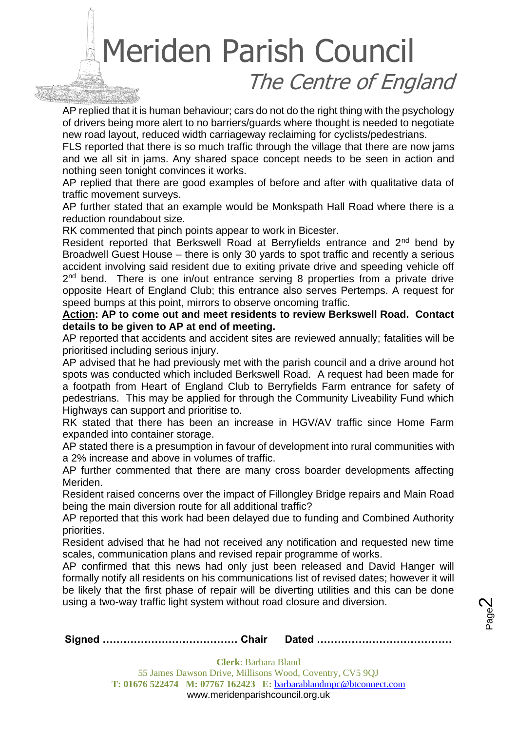AP replied that it is human behaviour; cars do not do the right thing with the psychology of drivers being more alert to no barriers/guards where thought is needed to negotiate new road layout, reduced width carriageway reclaiming for cyclists/pedestrians.

FLS reported that there is so much traffic through the village that there are now jams and we all sit in jams. Any shared space concept needs to be seen in action and nothing seen tonight convinces it works.

AP replied that there are good examples of before and after with qualitative data of traffic movement surveys.

AP further stated that an example would be Monkspath Hall Road where there is a reduction roundabout size.

RK commented that pinch points appear to work in Bicester.

Resident reported that Berkswell Road at Berryfields entrance and 2nd bend by Broadwell Guest House – there is only 30 yards to spot traffic and recently a serious accident involving said resident due to exiting private drive and speeding vehicle off 2nd bend. There is one in/out entrance serving 8 properties from a private drive opposite Heart of England Club; this entrance also serves Pertemps. A request for speed bumps at this point, mirrors to observe oncoming traffic.

**<u>Action</u>: AP to come out and meet residents to review Berkswell Road. Contact details to be given to AP at end of meeting.**

AP reported that accidents and accident sites are reviewed annually; fatalities will be prioritised including serious injury.

AP advised that he had previously met with the parish council and a drive around hot spots was conducted which included Berkswell Road. A request had been made for a footpath from Heart of England Club to Berryfields Farm entrance for safety of pedestrians. This may be applied for through the Community Liveability Fund which Highways can support and prioritise to.

RK stated that there has been an increase in HGV/AV traffic since Home Farm expanded into container storage.

AP stated there is a presumption in favour of development into rural communities with a 2% increase and above in volumes of traffic.

AP further commented that there are many cross boarder developments affecting Meriden.

Resident raised concerns over the impact of Fillongley Bridge repairs and Main Road being the main diversion route for all additional traffic?

AP reported that this work had been delayed due to funding and Combined Authority priorities.

Resident advised that he had not received any notification and requested new time scales, communication plans and revised repair programme of works.

AP confirmed that this news had only just been released and David Hanger will formally notify all residents on his communications list of revised dates; however it will be likely that the first phase of repair will be diverting utilities and this can be done using a two-way traffic light system without road closure and diversion.

**Signed ………………………………… Chair Dated …………………………………**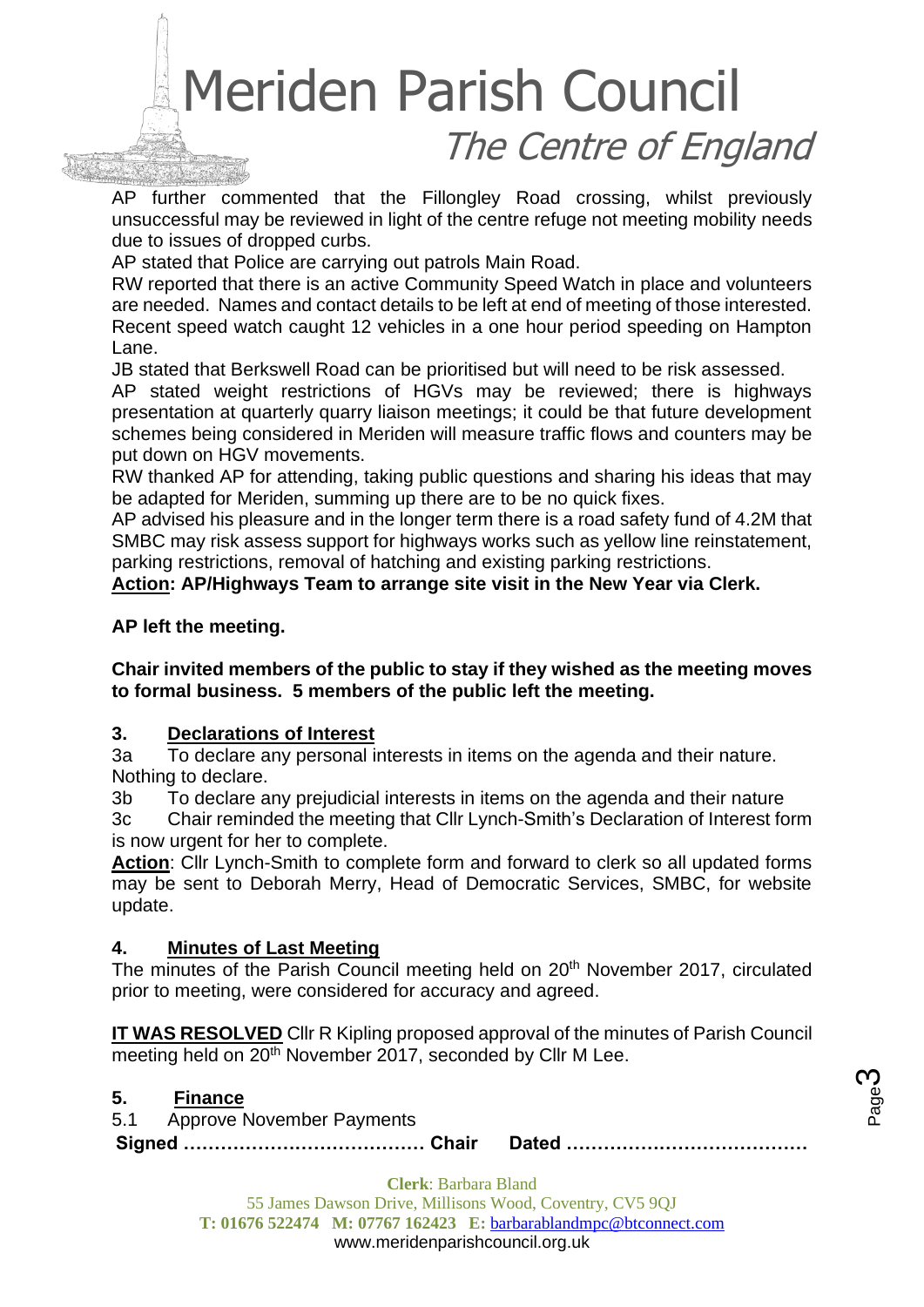AP further commented that the Fillongley Road crossing, whilst previously unsuccessful may be reviewed in light of the centre refuge not meeting mobility needs due to issues of dropped curbs.

AP stated that Police are carrying out patrols Main Road.

RW reported that there is an active Community Speed Watch in place and volunteers are needed. Names and contact details to be left at end of meeting of those interested. Recent speed watch caught 12 vehicles in a one hour period speeding on Hampton Lane.

JB stated that Berkswell Road can be prioritised but will need to be risk assessed.

AP stated weight restrictions of HGVs may be reviewed; there is highways presentation at quarterly quarry liaison meetings; it could be that future development schemes being considered in Meriden will measure traffic flows and counters may be put down on HGV movements.

RW thanked AP for attending, taking public questions and sharing his ideas that may be adapted for Meriden, summing up there are to be no quick fixes.

AP advised his pleasure and in the longer term there is a road safety fund of 4.2M that SMBC may risk assess support for highways works such as yellow line reinstatement, parking restrictions, removal of hatching and existing parking restrictions.

**Action: AP/Highways Team to arrange site visit in the New Year via Clerk.**

**AP left the meeting.**

**Chair invited members of the public to stay if they wished as the meeting moves to formal business. 5 members of the public left the meeting.**

## 3. Declarations of Interest

3a To declare any personal interests in items on the agenda and their nature.
Nothing to declare.

3b To declare any prejudicial interests in items on the agenda and their nature

3c Chair reminded the meeting that Cllr Lynch-Smith's Declaration of Interest form is now urgent for her to complete.

**Action**: Cllr Lynch-Smith to complete form and forward to clerk so all updated forms may be sent to Deborah Merry, Head of Democratic Services, SMBC, for website update.

## 4. Minutes of Last Meeting

The minutes of the Parish Council meeting held on 20th November 2017, circulated prior to meeting, were considered for accuracy and agreed.

**IT WAS RESOLVED** Cllr R Kipling proposed approval of the minutes of Parish Council meeting held on 20th November 2017, seconded by Cllr M Lee.

## 5. Finance

5.1 Approve November Payments

**Signed ………………………………… Chair Dated …………………………………**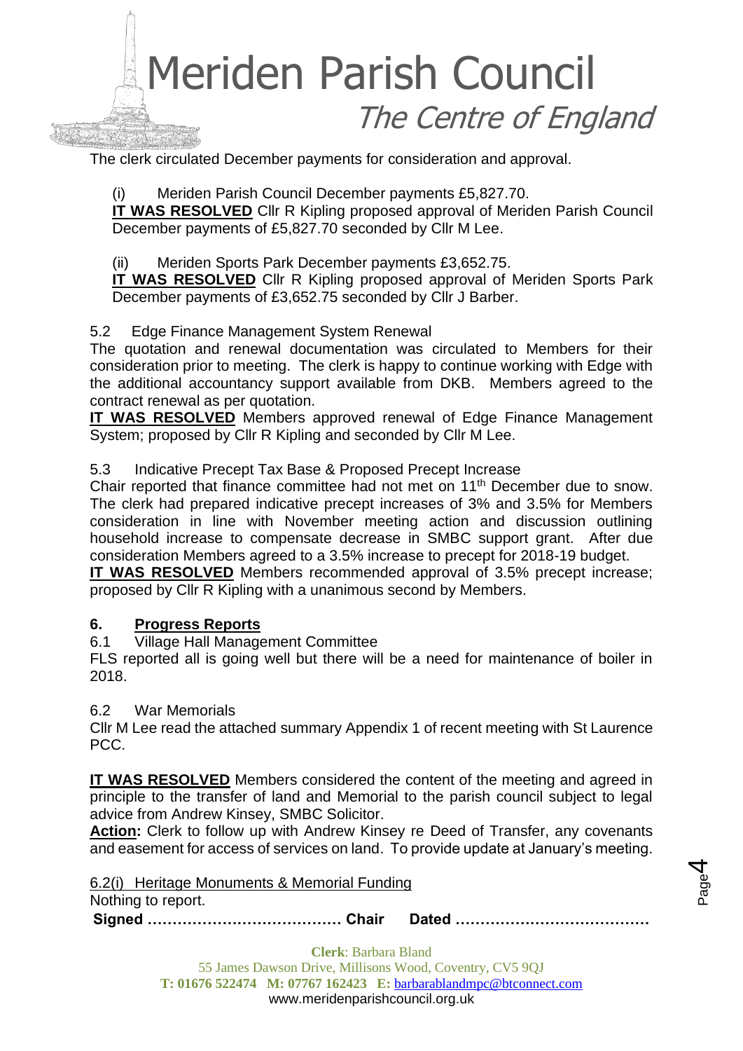The clerk circulated December payments for consideration and approval.

(i) Meriden Parish Council December payments £5,827.70.

**IT WAS RESOLVED** Cllr R Kipling proposed approval of Meriden Parish Council December payments of £5,827.70 seconded by Cllr M Lee.

(ii) Meriden Sports Park December payments £3,652.75.

**IT WAS RESOLVED** Cllr R Kipling proposed approval of Meriden Sports Park December payments of £3,652.75 seconded by Cllr J Barber.

5.2 Edge Finance Management System Renewal

The quotation and renewal documentation was circulated to Members for their consideration prior to meeting. The clerk is happy to continue working with Edge with the additional accountancy support available from DKB. Members agreed to the contract renewal as per quotation.

**IT WAS RESOLVED** Members approved renewal of Edge Finance Management System; proposed by Cllr R Kipling and seconded by Cllr M Lee.

5.3 Indicative Precept Tax Base & Proposed Precept Increase

Chair reported that finance committee had not met on 11th December due to snow. The clerk had prepared indicative precept increases of 3% and 3.5% for Members consideration in line with November meeting action and discussion outlining household increase to compensate decrease in SMBC support grant. After due consideration Members agreed to a 3.5% increase to precept for 2018-19 budget.

**IT WAS RESOLVED** Members recommended approval of 3.5% precept increase; proposed by Cllr R Kipling with a unanimous second by Members.

## 6. Progress Reports

6.1 Village Hall Management Committee

FLS reported all is going well but there will be a need for maintenance of boiler in 2018.

6.2 War Memorials

Cllr M Lee read the attached summary Appendix 1 of recent meeting with St Laurence PCC.

**IT WAS RESOLVED** Members considered the content of the meeting and agreed in principle to the transfer of land and Memorial to the parish council subject to legal advice from Andrew Kinsey, SMBC Solicitor.

**Action:** Clerk to follow up with Andrew Kinsey re Deed of Transfer, any covenants and easement for access of services on land. To provide update at January's meeting.

6.2(i) Heritage Monuments & Memorial Funding

Nothing to report.

**Signed ………………………………… Chair Dated …………………………………**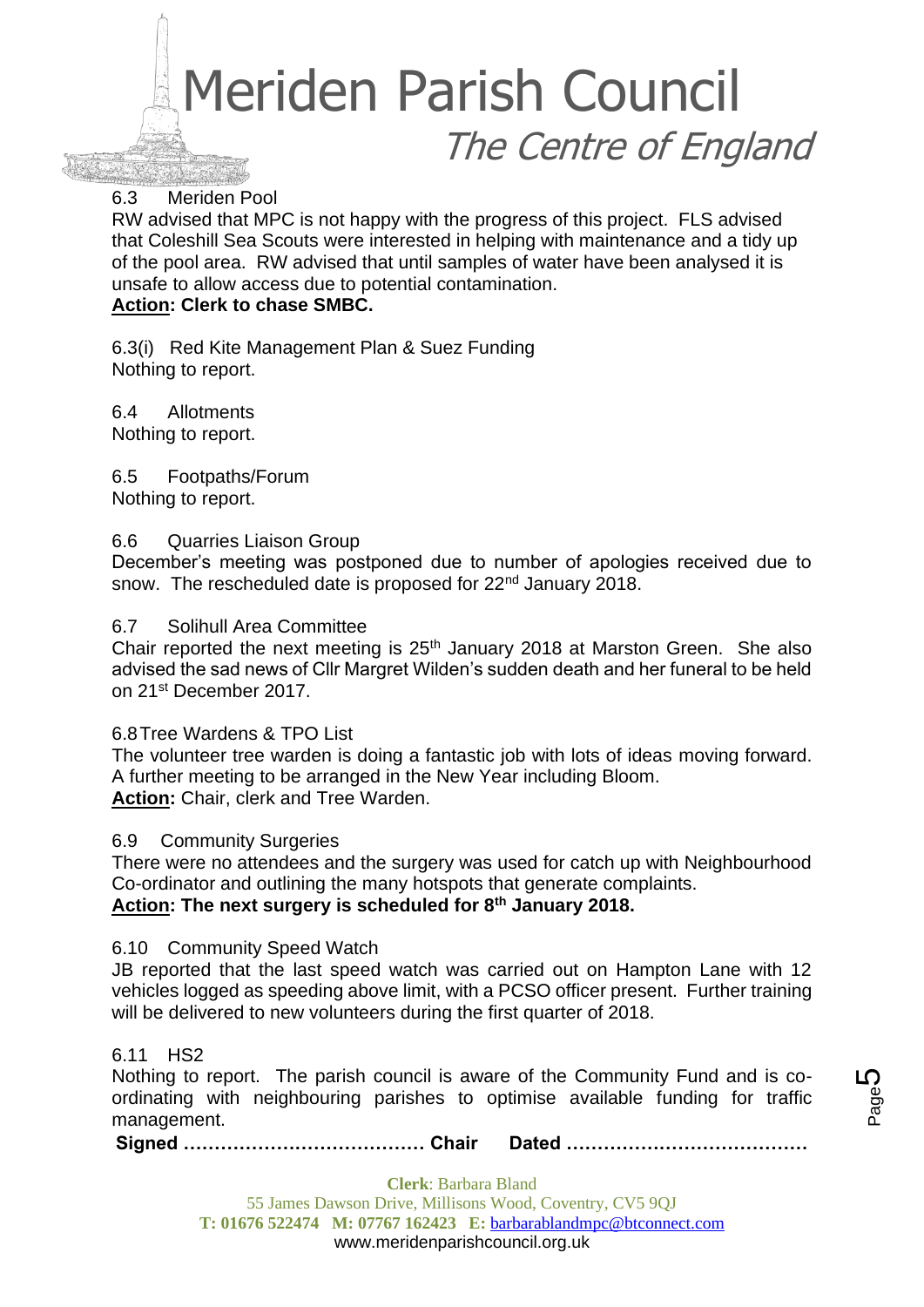6.3 Meriden Pool

RW advised that MPC is not happy with the progress of this project. FLS advised that Coleshill Sea Scouts were interested in helping with maintenance and a tidy up of the pool area. RW advised that until samples of water have been analysed it is unsafe to allow access due to potential contamination.

**Action: Clerk to chase SMBC.**

6.3(i) Red Kite Management Plan & Suez Funding

Nothing to report.

6.4 Allotments

Nothing to report.

6.5 Footpaths/Forum

Nothing to report.

6.6 Quarries Liaison Group

December's meeting was postponed due to number of apologies received due to snow. The rescheduled date is proposed for 22nd January 2018.

6.7 Solihull Area Committee

Chair reported the next meeting is 25th January 2018 at Marston Green. She also advised the sad news of Cllr Margret Wilden's sudden death and her funeral to be held on 21st December 2017.

6.8 Tree Wardens & TPO List

The volunteer tree warden is doing a fantastic job with lots of ideas moving forward. A further meeting to be arranged in the New Year including Bloom.

**Action:** Chair, clerk and Tree Warden.

6.9 Community Surgeries

There were no attendees and the surgery was used for catch up with Neighbourhood Co-ordinator and outlining the many hotspots that generate complaints.

**Action: The next surgery is scheduled for 8th January 2018.**

6.10 Community Speed Watch

JB reported that the last speed watch was carried out on Hampton Lane with 12 vehicles logged as speeding above limit, with a PCSO officer present. Further training will be delivered to new volunteers during the first quarter of 2018.

6.11 HS2

Nothing to report. The parish council is aware of the Community Fund and is co-ordinating with neighbouring parishes to optimise available funding for traffic management.

**Signed ………………………………… Chair Dated …………………………………**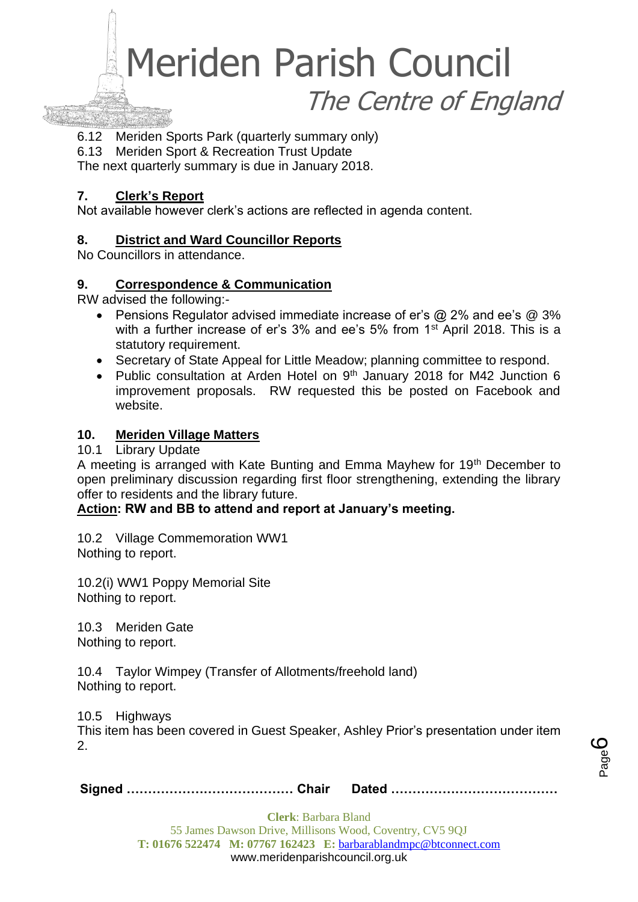6.12 Meriden Sports Park (quarterly summary only)
6.13 Meriden Sport & Recreation Trust Update
The next quarterly summary is due in January 2018.

## 7. Clerk's Report

Not available however clerk's actions are reflected in agenda content.

## 8. District and Ward Councillor Reports

No Councillors in attendance.

## 9. Correspondence & Communication

RW advised the following:-

- Pensions Regulator advised immediate increase of er's @ 2% and ee's @ 3% with a further increase of er's 3% and ee's 5% from 1st April 2018. This is a statutory requirement.
- Secretary of State Appeal for Little Meadow; planning committee to respond.
- Public consultation at Arden Hotel on 9th January 2018 for M42 Junction 6 improvement proposals. RW requested this be posted on Facebook and website.

## 10. Meriden Village Matters

10.1 Library Update
A meeting is arranged with Kate Bunting and Emma Mayhew for 19th December to open preliminary discussion regarding first floor strengthening, extending the library offer to residents and the library future.
**Action: RW and BB to attend and report at January's meeting.**

10.2 Village Commemoration WW1
Nothing to report.

10.2(i) WW1 Poppy Memorial Site
Nothing to report.

10.3 Meriden Gate
Nothing to report.

10.4 Taylor Wimpey (Transfer of Allotments/freehold land)
Nothing to report.

10.5 Highways
This item has been covered in Guest Speaker, Ashley Prior's presentation under item 2.

**Signed ………………………………… Chair  Dated …………………………………**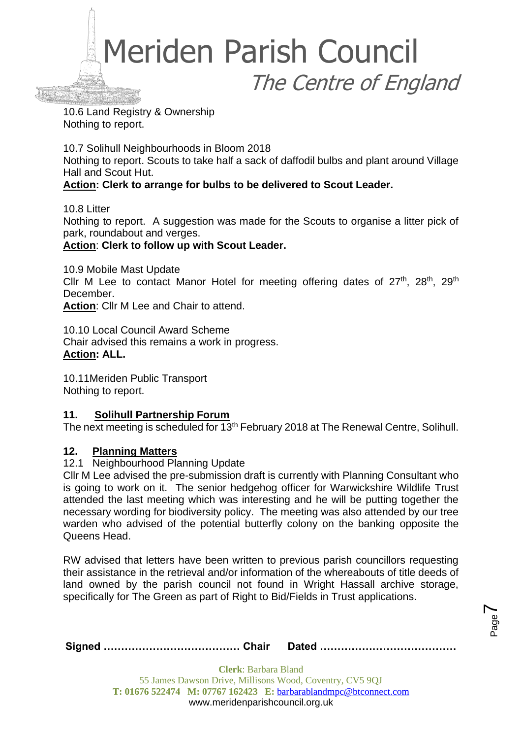10.6 Land Registry & Ownership
Nothing to report.

10.7 Solihull Neighbourhoods in Bloom 2018
Nothing to report. Scouts to take half a sack of daffodil bulbs and plant around Village Hall and Scout Hut.
**Action: Clerk to arrange for bulbs to be delivered to Scout Leader.**

10.8 Litter
Nothing to report. A suggestion was made for the Scouts to organise a litter pick of park, roundabout and verges.
**Action**: **Clerk to follow up with Scout Leader.**

10.9 Mobile Mast Update
Cllr M Lee to contact Manor Hotel for meeting offering dates of 27th, 28th, 29th December.
**Action**: Cllr M Lee and Chair to attend.

10.10 Local Council Award Scheme
Chair advised this remains a work in progress.
**Action: ALL.**

10.11Meriden Public Transport
Nothing to report.

## 11. Solihull Partnership Forum

The next meeting is scheduled for 13th February 2018 at The Renewal Centre, Solihull.

## 12. Planning Matters

12.1 Neighbourhood Planning Update
Cllr M Lee advised the pre-submission draft is currently with Planning Consultant who is going to work on it. The senior hedgehog officer for Warwickshire Wildlife Trust attended the last meeting which was interesting and he will be putting together the necessary wording for biodiversity policy. The meeting was also attended by our tree warden who advised of the potential butterfly colony on the banking opposite the Queens Head.

RW advised that letters have been written to previous parish councillors requesting their assistance in the retrieval and/or information of the whereabouts of title deeds of land owned by the parish council not found in Wright Hassall archive storage, specifically for The Green as part of Right to Bid/Fields in Trust applications.

**Signed ………………………………… Chair Dated …………………………………**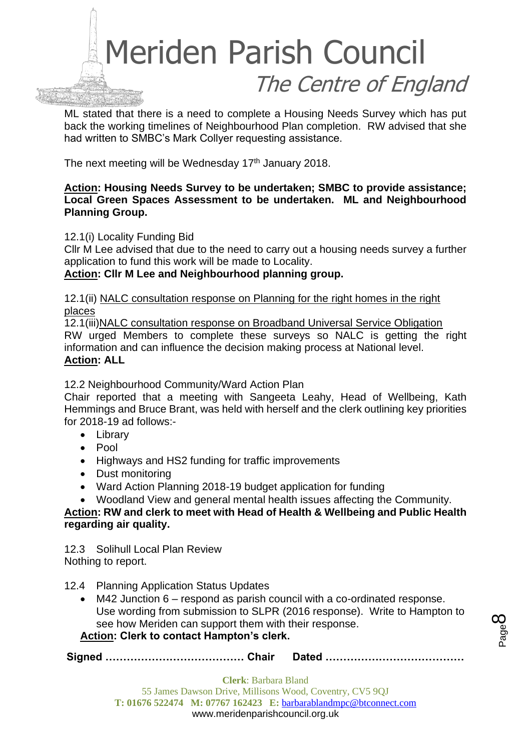ML stated that there is a need to complete a Housing Needs Survey which has put back the working timelines of Neighbourhood Plan completion. RW advised that she had written to SMBC's Mark Collyer requesting assistance.

The next meeting will be Wednesday 17th January 2018.

**Action: Housing Needs Survey to be undertaken; SMBC to provide assistance; Local Green Spaces Assessment to be undertaken. ML and Neighbourhood Planning Group.**

12.1(i) Locality Funding Bid

Cllr M Lee advised that due to the need to carry out a housing needs survey a further application to fund this work will be made to Locality.

**Action: Cllr M Lee and Neighbourhood planning group.**

12.1(ii) NALC consultation response on Planning for the right homes in the right places

12.1(iii)NALC consultation response on Broadband Universal Service Obligation

RW urged Members to complete these surveys so NALC is getting the right information and can influence the decision making process at National level.

**Action: ALL**

12.2 Neighbourhood Community/Ward Action Plan

Chair reported that a meeting with Sangeeta Leahy, Head of Wellbeing, Kath Hemmings and Bruce Brant, was held with herself and the clerk outlining key priorities for 2018-19 ad follows:-

- Library
- Pool
- Highways and HS2 funding for traffic improvements
- Dust monitoring
- Ward Action Planning 2018-19 budget application for funding
- Woodland View and general mental health issues affecting the Community.

**Action: RW and clerk to meet with Head of Health & Wellbeing and Public Health regarding air quality.**

12.3 Solihull Local Plan Review

Nothing to report.

12.4 Planning Application Status Updates

- M42 Junction 6 – respond as parish council with a co-ordinated response. Use wording from submission to SLPR (2016 response). Write to Hampton to see how Meriden can support them with their response.

**Action: Clerk to contact Hampton's clerk.**

**Signed ………………………………… Chair Dated …………………………………**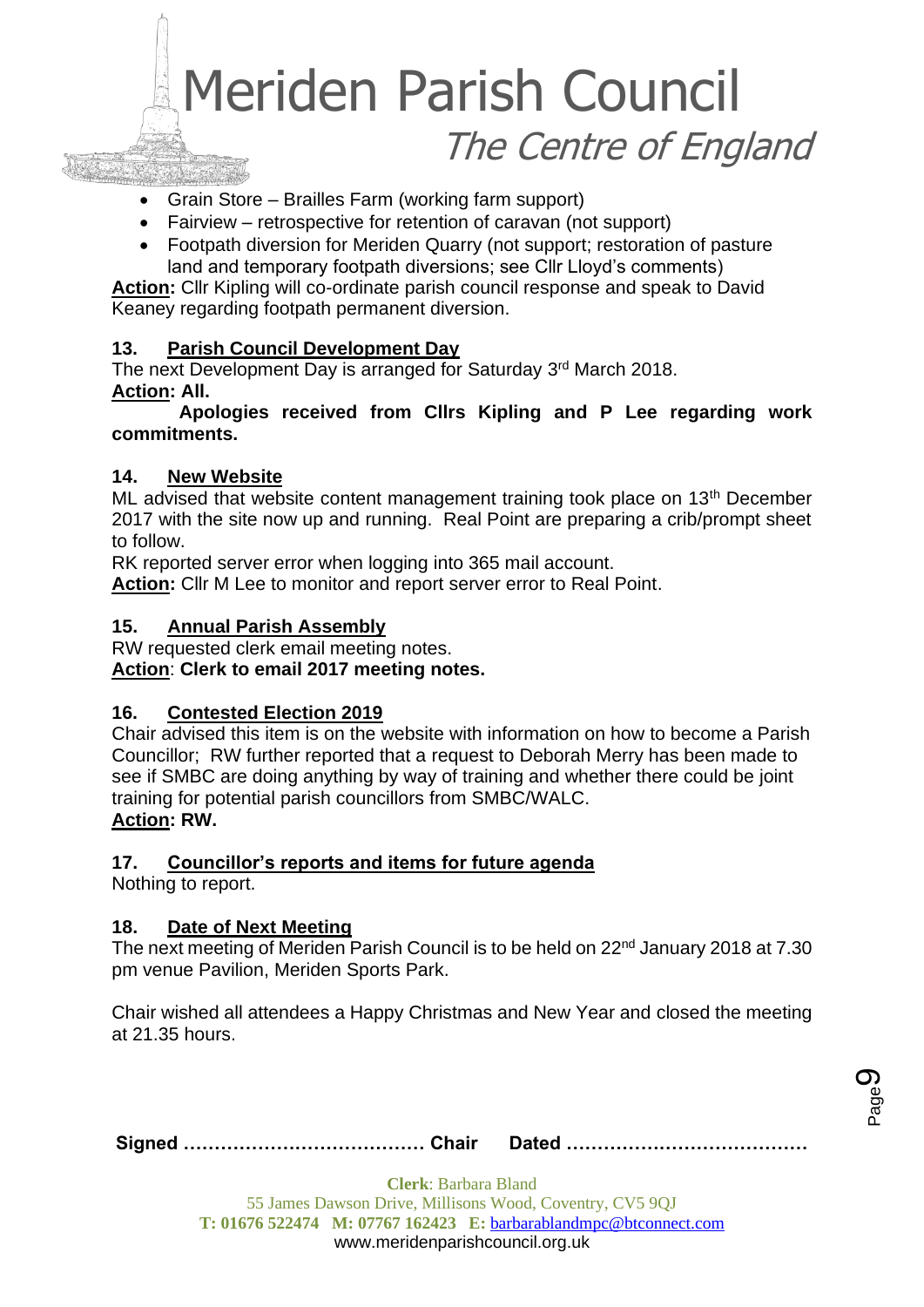- Grain Store – Brailles Farm (working farm support)
- Fairview – retrospective for retention of caravan (not support)
- Footpath diversion for Meriden Quarry (not support; restoration of pasture land and temporary footpath diversions; see Cllr Lloyd's comments)

**Action:** Cllr Kipling will co-ordinate parish council response and speak to David Keaney regarding footpath permanent diversion.

## 13. Parish Council Development Day

The next Development Day is arranged for Saturday 3rd March 2018.
**Action: All.**

**Apologies received from Cllrs Kipling and P Lee regarding work commitments.**

## 14. New Website

ML advised that website content management training took place on 13th December 2017 with the site now up and running. Real Point are preparing a crib/prompt sheet to follow.

RK reported server error when logging into 365 mail account.

**Action:** Cllr M Lee to monitor and report server error to Real Point.

## 15. Annual Parish Assembly

RW requested clerk email meeting notes.
**Action**: **Clerk to email 2017 meeting notes.**

## 16. Contested Election 2019

Chair advised this item is on the website with information on how to become a Parish Councillor; RW further reported that a request to Deborah Merry has been made to see if SMBC are doing anything by way of training and whether there could be joint training for potential parish councillors from SMBC/WALC.
**Action: RW.**

## 17. Councillor's reports and items for future agenda

Nothing to report.

## 18. Date of Next Meeting

The next meeting of Meriden Parish Council is to be held on 22nd January 2018 at 7.30 pm venue Pavilion, Meriden Sports Park.

Chair wished all attendees a Happy Christmas and New Year and closed the meeting at 21.35 hours.

**Signed ………………………………… Chair Dated …………………………………**

**Clerk**: Barbara Bland
55 James Dawson Drive, Millisons Wood, Coventry, CV5 9QJ
**T: 01676 522474 M: 07767 162423 E:** barbarablandmpc@btconnect.com
www.meridenparishcouncil.org.uk